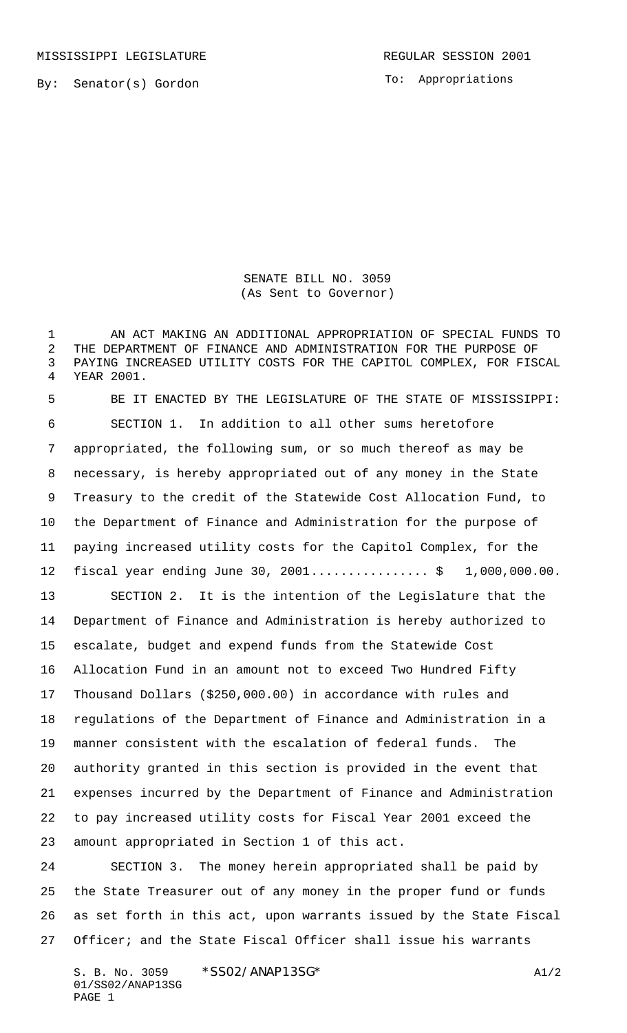MISSISSIPPI LEGISLATURE REGULAR SESSION 2001

By: Senator(s) Gordon

To: Appropriations

# SENATE BILL NO. 3059
(As Sent to Governor)

AN ACT MAKING AN ADDITIONAL APPROPRIATION OF SPECIAL FUNDS TO THE DEPARTMENT OF FINANCE AND ADMINISTRATION FOR THE PURPOSE OF PAYING INCREASED UTILITY COSTS FOR THE CAPITOL COMPLEX, FOR FISCAL YEAR 2001.

BE IT ENACTED BY THE LEGISLATURE OF THE STATE OF MISSISSIPPI:

SECTION 1. In addition to all other sums heretofore appropriated, the following sum, or so much thereof as may be necessary, is hereby appropriated out of any money in the State Treasury to the credit of the Statewide Cost Allocation Fund, to the Department of Finance and Administration for the purpose of paying increased utility costs for the Capitol Complex, for the fiscal year ending June 30, 2001................ $ 1,000,000.00.

SECTION 2. It is the intention of the Legislature that the Department of Finance and Administration is hereby authorized to escalate, budget and expend funds from the Statewide Cost Allocation Fund in an amount not to exceed Two Hundred Fifty Thousand Dollars ($250,000.00) in accordance with rules and regulations of the Department of Finance and Administration in a manner consistent with the escalation of federal funds. The authority granted in this section is provided in the event that expenses incurred by the Department of Finance and Administration to pay increased utility costs for Fiscal Year 2001 exceed the amount appropriated in Section 1 of this act.

SECTION 3. The money herein appropriated shall be paid by the State Treasurer out of any money in the proper fund or funds as set forth in this act, upon warrants issued by the State Fiscal Officer; and the State Fiscal Officer shall issue his warrants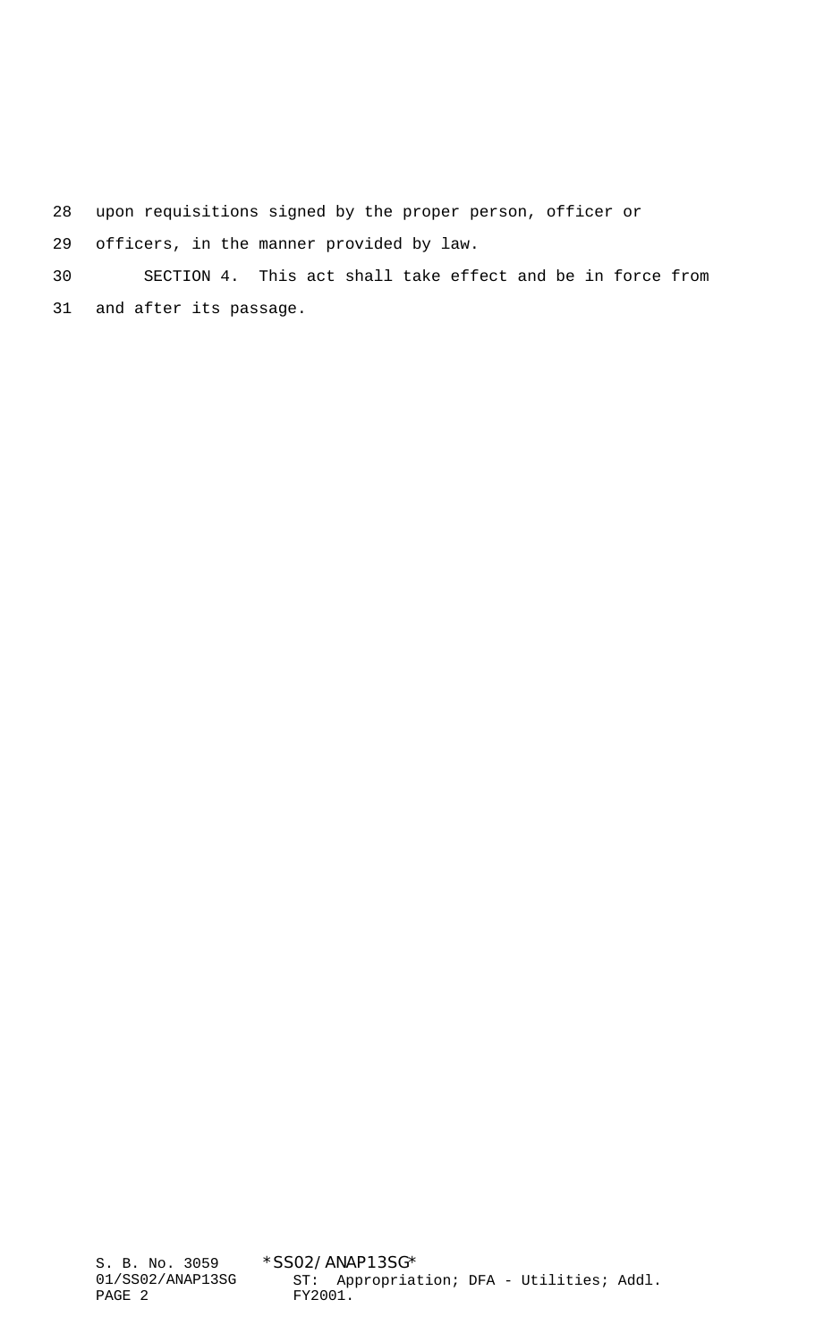upon requisitions signed by the proper person, officer or officers, in the manner provided by law.

SECTION 4. This act shall take effect and be in force from and after its passage.